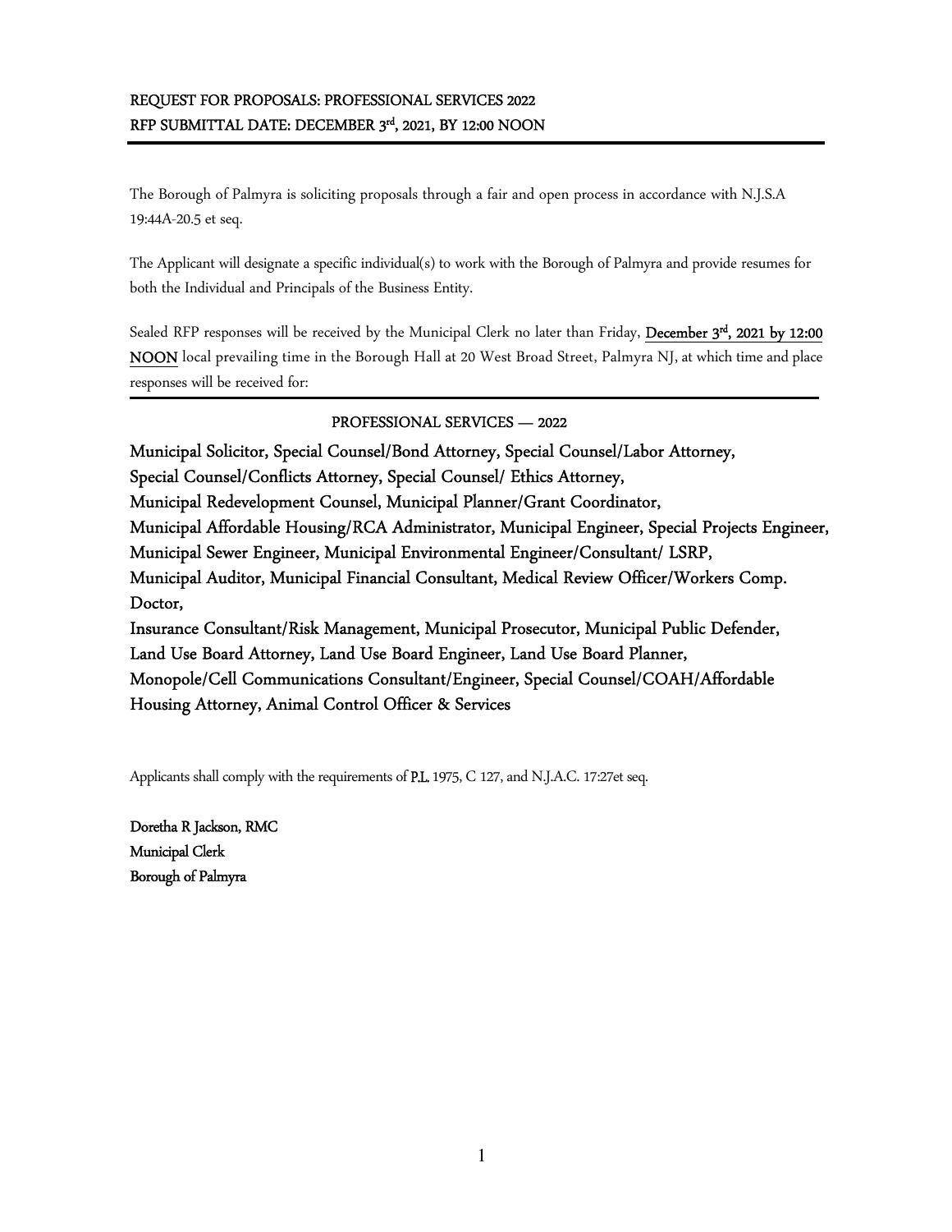# REQUEST FOR PROPOSALS: PROFESSIONAL SERVICES 2022

## RFP SUBMITTAL DATE: DECEMBER 3rd, 2021, BY 12:00 NOON

The Borough of Palmyra is soliciting proposals through a fair and open process in accordance with N.J.S.A 19:44A-20.5 et seq.

The Applicant will designate a specific individual(s) to work with the Borough of Palmyra and provide resumes for both the Individual and Principals of the Business Entity.

Sealed RFP responses will be received by the Municipal Clerk no later than Friday, **December 3rd, 2021 by 12:00 NOON** local prevailing time in the Borough Hall at 20 West Broad Street, Palmyra NJ, at which time and place responses will be received for:

---

### PROFESSIONAL SERVICES — 2022

**Municipal Solicitor, Special Counsel/Bond Attorney, Special Counsel/Labor Attorney, Special Counsel/Conflicts Attorney, Special Counsel/ Ethics Attorney, Municipal Redevelopment Counsel, Municipal Planner/Grant Coordinator, Municipal Affordable Housing/RCA Administrator, Municipal Engineer, Special Projects Engineer, Municipal Sewer Engineer, Municipal Environmental Engineer/Consultant/ LSRP, Municipal Auditor, Municipal Financial Consultant, Medical Review Officer/Workers Comp. Doctor, Insurance Consultant/Risk Management, Municipal Prosecutor, Municipal Public Defender, Land Use Board Attorney, Land Use Board Engineer, Land Use Board Planner, Monopole/Cell Communications Consultant/Engineer, Special Counsel/COAH/Affordable Housing Attorney, Animal Control Officer & Services**

Applicants shall comply with the requirements of P.L. 1975, C 127, and N.J.A.C. 17:27et seq.

**Doretha R Jackson, RMC**
**Municipal Clerk**
**Borough of Palmyra**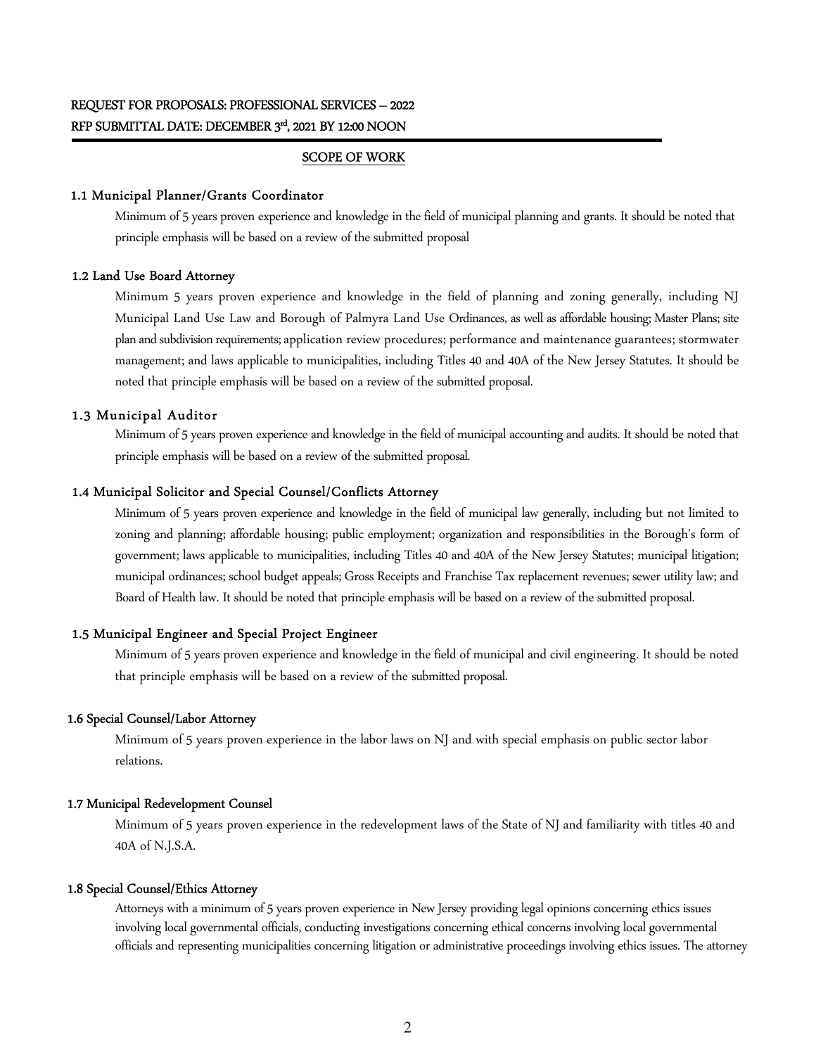REQUEST FOR PROPOSALS: PROFESSIONAL SERVICES – 2022

RFP SUBMITTAL DATE: DECEMBER 3rd, 2021 BY 12:00 NOON

## SCOPE OF WORK

### 1.1 Municipal Planner/Grants Coordinator

Minimum of 5 years proven experience and knowledge in the field of municipal planning and grants. It should be noted that principle emphasis will be based on a review of the submitted proposal

### 1.2 Land Use Board Attorney

Minimum 5 years proven experience and knowledge in the field of planning and zoning generally, including NJ Municipal Land Use Law and Borough of Palmyra Land Use Ordinances, as well as affordable housing; Master Plans; site plan and subdivision requirements; application review procedures; performance and maintenance guarantees; stormwater management; and laws applicable to municipalities, including Titles 40 and 40A of the New Jersey Statutes. It should be noted that principle emphasis will be based on a review of the submitted proposal.

### 1.3 Municipal Auditor

Minimum of 5 years proven experience and knowledge in the field of municipal accounting and audits. It should be noted that principle emphasis will be based on a review of the submitted proposal.

### 1.4 Municipal Solicitor and Special Counsel/Conflicts Attorney

Minimum of 5 years proven experience and knowledge in the field of municipal law generally, including but not limited to zoning and planning; affordable housing; public employment; organization and responsibilities in the Borough's form of government; laws applicable to municipalities, including Titles 40 and 40A of the New Jersey Statutes; municipal litigation; municipal ordinances; school budget appeals; Gross Receipts and Franchise Tax replacement revenues; sewer utility law; and Board of Health law. It should be noted that principle emphasis will be based on a review of the submitted proposal.

### 1.5 Municipal Engineer and Special Project Engineer

Minimum of 5 years proven experience and knowledge in the field of municipal and civil engineering. It should be noted that principle emphasis will be based on a review of the submitted proposal.

### 1.6 Special Counsel/Labor Attorney

Minimum of 5 years proven experience in the labor laws on NJ and with special emphasis on public sector labor relations.

### 1.7 Municipal Redevelopment Counsel

Minimum of 5 years proven experience in the redevelopment laws of the State of NJ and familiarity with titles 40 and 40A of N.J.S.A.

### 1.8 Special Counsel/Ethics Attorney

Attorneys with a minimum of 5 years proven experience in New Jersey providing legal opinions concerning ethics issues involving local governmental officials, conducting investigations concerning ethical concerns involving local governmental officials and representing municipalities concerning litigation or administrative proceedings involving ethics issues. The attorney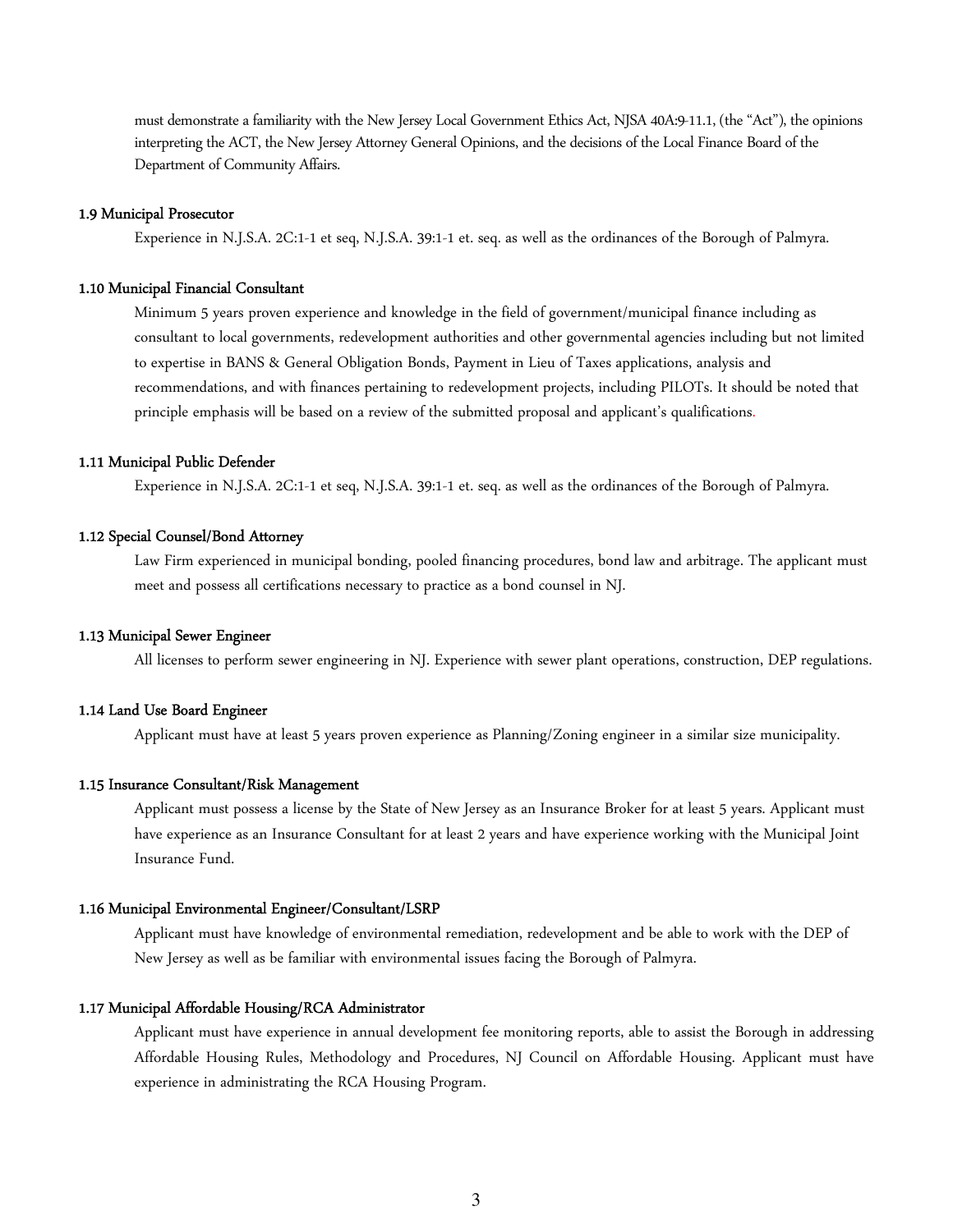must demonstrate a familiarity with the New Jersey Local Government Ethics Act, NJSA 40A:9-11.1, (the "Act"), the opinions interpreting the ACT, the New Jersey Attorney General Opinions, and the decisions of the Local Finance Board of the Department of Community Affairs.

### 1.9 Municipal Prosecutor

Experience in N.J.S.A. 2C:1-1 et seq, N.J.S.A. 39:1-1 et. seq. as well as the ordinances of the Borough of Palmyra.

### 1.10 Municipal Financial Consultant

Minimum 5 years proven experience and knowledge in the field of government/municipal finance including as consultant to local governments, redevelopment authorities and other governmental agencies including but not limited to expertise in BANS & General Obligation Bonds, Payment in Lieu of Taxes applications, analysis and recommendations, and with finances pertaining to redevelopment projects, including PILOTs. It should be noted that principle emphasis will be based on a review of the submitted proposal and applicant's qualifications.

### 1.11 Municipal Public Defender

Experience in N.J.S.A. 2C:1-1 et seq, N.J.S.A. 39:1-1 et. seq. as well as the ordinances of the Borough of Palmyra.

### 1.12 Special Counsel/Bond Attorney

Law Firm experienced in municipal bonding, pooled financing procedures, bond law and arbitrage. The applicant must meet and possess all certifications necessary to practice as a bond counsel in NJ.

### 1.13 Municipal Sewer Engineer

All licenses to perform sewer engineering in NJ. Experience with sewer plant operations, construction, DEP regulations.

### 1.14 Land Use Board Engineer

Applicant must have at least 5 years proven experience as Planning/Zoning engineer in a similar size municipality.

### 1.15 Insurance Consultant/Risk Management

Applicant must possess a license by the State of New Jersey as an Insurance Broker for at least 5 years. Applicant must have experience as an Insurance Consultant for at least 2 years and have experience working with the Municipal Joint Insurance Fund.

### 1.16 Municipal Environmental Engineer/Consultant/LSRP

Applicant must have knowledge of environmental remediation, redevelopment and be able to work with the DEP of New Jersey as well as be familiar with environmental issues facing the Borough of Palmyra.

### 1.17 Municipal Affordable Housing/RCA Administrator

Applicant must have experience in annual development fee monitoring reports, able to assist the Borough in addressing Affordable Housing Rules, Methodology and Procedures, NJ Council on Affordable Housing. Applicant must have experience in administrating the RCA Housing Program.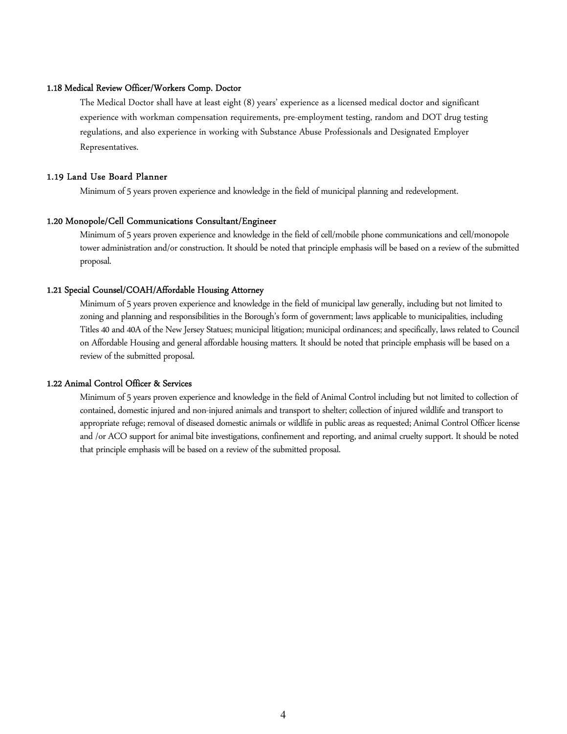### 1.18 Medical Review Officer/Workers Comp. Doctor

The Medical Doctor shall have at least eight (8) years' experience as a licensed medical doctor and significant experience with workman compensation requirements, pre-employment testing, random and DOT drug testing regulations, and also experience in working with Substance Abuse Professionals and Designated Employer Representatives.

### 1.19 Land Use Board Planner

Minimum of 5 years proven experience and knowledge in the field of municipal planning and redevelopment.

### 1.20 Monopole/Cell Communications Consultant/Engineer

Minimum of 5 years proven experience and knowledge in the field of cell/mobile phone communications and cell/monopole tower administration and/or construction. It should be noted that principle emphasis will be based on a review of the submitted proposal.

### 1.21 Special Counsel/COAH/Affordable Housing Attorney

Minimum of 5 years proven experience and knowledge in the field of municipal law generally, including but not limited to zoning and planning and responsibilities in the Borough's form of government; laws applicable to municipalities, including Titles 40 and 40A of the New Jersey Statues; municipal litigation; municipal ordinances; and specifically, laws related to Council on Affordable Housing and general affordable housing matters. It should be noted that principle emphasis will be based on a review of the submitted proposal.

### 1.22 Animal Control Officer & Services

Minimum of 5 years proven experience and knowledge in the field of Animal Control including but not limited to collection of contained, domestic injured and non-injured animals and transport to shelter; collection of injured wildlife and transport to appropriate refuge; removal of diseased domestic animals or wildlife in public areas as requested; Animal Control Officer license and /or ACO support for animal bite investigations, confinement and reporting, and animal cruelty support. It should be noted that principle emphasis will be based on a review of the submitted proposal.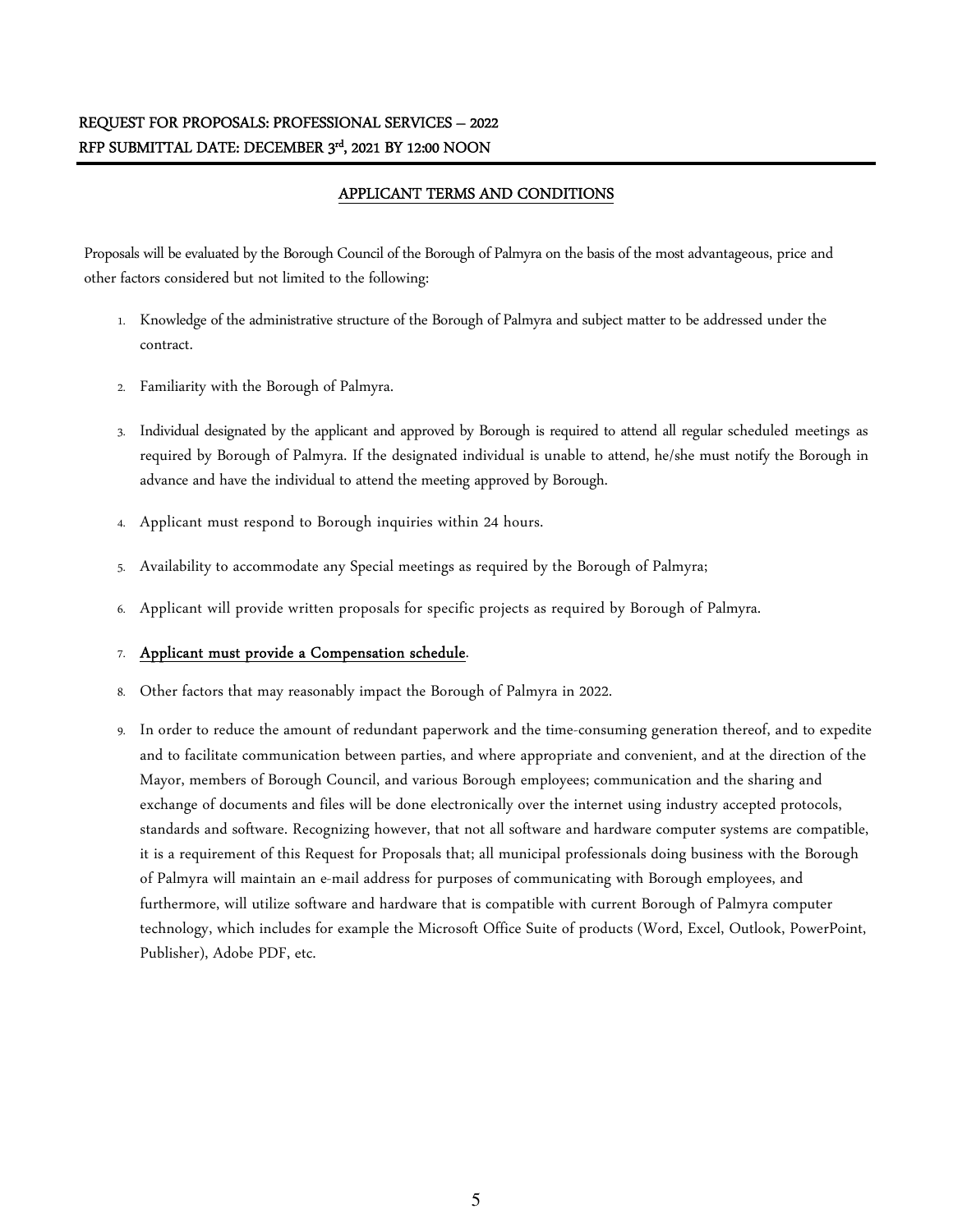**REQUEST FOR PROPOSALS: PROFESSIONAL SERVICES – 2022**
**RFP SUBMITTAL DATE: DECEMBER 3rd, 2021 BY 12:00 NOON**

## APPLICANT TERMS AND CONDITIONS

Proposals will be evaluated by the Borough Council of the Borough of Palmyra on the basis of the most advantageous, price and other factors considered but not limited to the following:

1. Knowledge of the administrative structure of the Borough of Palmyra and subject matter to be addressed under the contract.
2. Familiarity with the Borough of Palmyra.
3. Individual designated by the applicant and approved by Borough is required to attend all regular scheduled meetings as required by Borough of Palmyra. If the designated individual is unable to attend, he/she must notify the Borough in advance and have the individual to attend the meeting approved by Borough.
4. Applicant must respond to Borough inquiries within 24 hours.
5. Availability to accommodate any Special meetings as required by the Borough of Palmyra;
6. Applicant will provide written proposals for specific projects as required by Borough of Palmyra.
7. **Applicant must provide a Compensation schedule**.
8. Other factors that may reasonably impact the Borough of Palmyra in 2022.
9. In order to reduce the amount of redundant paperwork and the time-consuming generation thereof, and to expedite and to facilitate communication between parties, and where appropriate and convenient, and at the direction of the Mayor, members of Borough Council, and various Borough employees; communication and the sharing and exchange of documents and files will be done electronically over the internet using industry accepted protocols, standards and software. Recognizing however, that not all software and hardware computer systems are compatible, it is a requirement of this Request for Proposals that; all municipal professionals doing business with the Borough of Palmyra will maintain an e-mail address for purposes of communicating with Borough employees, and furthermore, will utilize software and hardware that is compatible with current Borough of Palmyra computer technology, which includes for example the Microsoft Office Suite of products (Word, Excel, Outlook, PowerPoint, Publisher), Adobe PDF, etc.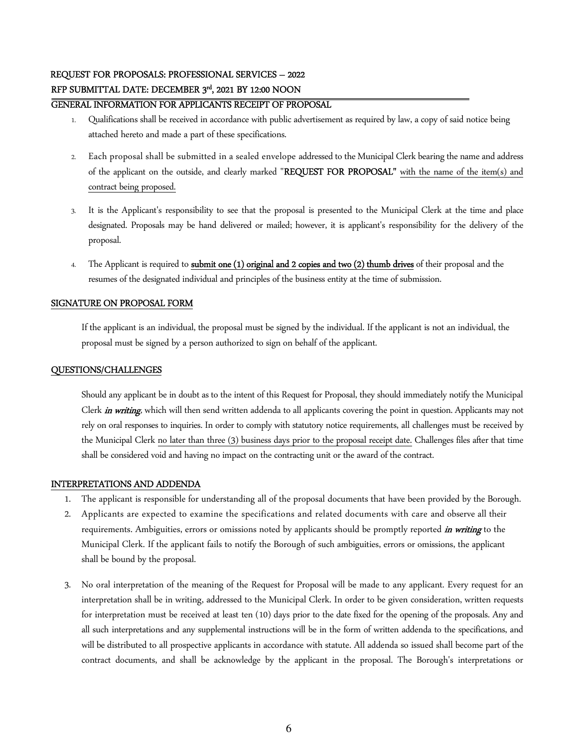**REQUEST FOR PROPOSALS: PROFESSIONAL SERVICES – 2022**

**RFP SUBMITTAL DATE: DECEMBER 3rd, 2021 BY 12:00 NOON**

## GENERAL INFORMATION FOR APPLICANTS RECEIPT OF PROPOSAL

1. Qualifications shall be received in accordance with public advertisement as required by law, a copy of said notice being attached hereto and made a part of these specifications.
2. Each proposal shall be submitted in a sealed envelope addressed to the Municipal Clerk bearing the name and address of the applicant on the outside, and clearly marked "**REQUEST FOR PROPOSAL**" with the name of the item(s) and contract being proposed.
3. It is the Applicant's responsibility to see that the proposal is presented to the Municipal Clerk at the time and place designated. Proposals may be hand delivered or mailed; however, it is applicant's responsibility for the delivery of the proposal.
4. The Applicant is required to **submit one (1) original and 2 copies and two (2) thumb drives** of their proposal and the resumes of the designated individual and principles of the business entity at the time of submission.

## SIGNATURE ON PROPOSAL FORM

If the applicant is an individual, the proposal must be signed by the individual. If the applicant is not an individual, the proposal must be signed by a person authorized to sign on behalf of the applicant.

## QUESTIONS/CHALLENGES

Should any applicant be in doubt as to the intent of this Request for Proposal, they should immediately notify the Municipal Clerk ***in writing***, which will then send written addenda to all applicants covering the point in question. Applicants may not rely on oral responses to inquiries. In order to comply with statutory notice requirements, all challenges must be received by the Municipal Clerk no later than three (3) business days prior to the proposal receipt date. Challenges files after that time shall be considered void and having no impact on the contracting unit or the award of the contract.

## INTERPRETATIONS AND ADDENDA

1. The applicant is responsible for understanding all of the proposal documents that have been provided by the Borough.
2. Applicants are expected to examine the specifications and related documents with care and observe all their requirements. Ambiguities, errors or omissions noted by applicants should be promptly reported ***in writing*** to the Municipal Clerk. If the applicant fails to notify the Borough of such ambiguities, errors or omissions, the applicant shall be bound by the proposal.
3. No oral interpretation of the meaning of the Request for Proposal will be made to any applicant. Every request for an interpretation shall be in writing, addressed to the Municipal Clerk. In order to be given consideration, written requests for interpretation must be received at least ten (10) days prior to the date fixed for the opening of the proposals. Any and all such interpretations and any supplemental instructions will be in the form of written addenda to the specifications, and will be distributed to all prospective applicants in accordance with statute. All addenda so issued shall become part of the contract documents, and shall be acknowledge by the applicant in the proposal. The Borough's interpretations or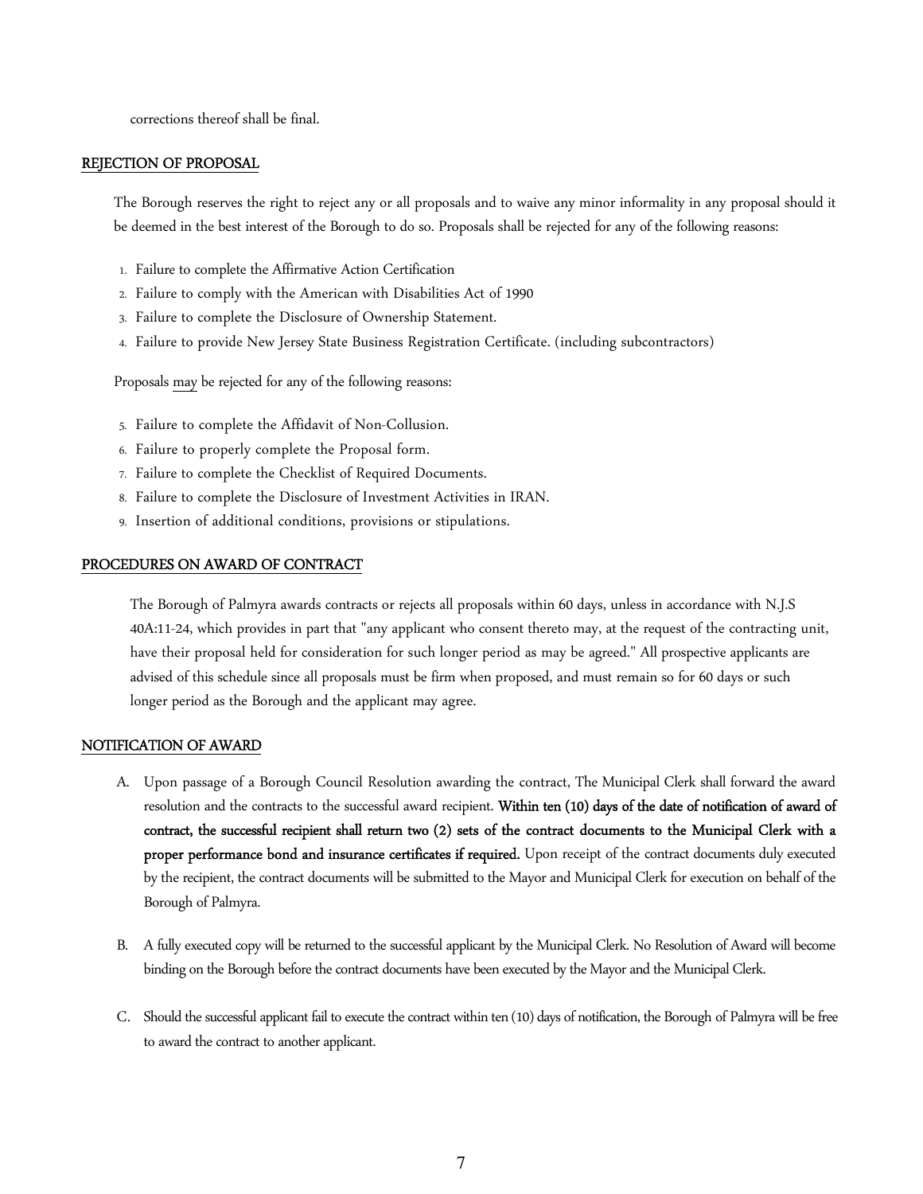corrections thereof shall be final.

## REJECTION OF PROPOSAL

The Borough reserves the right to reject any or all proposals and to waive any minor informality in any proposal should it be deemed in the best interest of the Borough to do so. Proposals shall be rejected for any of the following reasons:

1. Failure to complete the Affirmative Action Certification
2. Failure to comply with the American with Disabilities Act of 1990
3. Failure to complete the Disclosure of Ownership Statement.
4. Failure to provide New Jersey State Business Registration Certificate. (including subcontractors)

Proposals may be rejected for any of the following reasons:

5. Failure to complete the Affidavit of Non-Collusion.
6. Failure to properly complete the Proposal form.
7. Failure to complete the Checklist of Required Documents.
8. Failure to complete the Disclosure of Investment Activities in IRAN.
9. Insertion of additional conditions, provisions or stipulations.

## PROCEDURES ON AWARD OF CONTRACT

The Borough of Palmyra awards contracts or rejects all proposals within 60 days, unless in accordance with N.J.S 40A:11-24, which provides in part that "any applicant who consent thereto may, at the request of the contracting unit, have their proposal held for consideration for such longer period as may be agreed." All prospective applicants are advised of this schedule since all proposals must be firm when proposed, and must remain so for 60 days or such longer period as the Borough and the applicant may agree.

## NOTIFICATION OF AWARD

A. Upon passage of a Borough Council Resolution awarding the contract, The Municipal Clerk shall forward the award resolution and the contracts to the successful award recipient. **Within ten (10) days of the date of notification of award of contract, the successful recipient shall return two (2) sets of the contract documents to the Municipal Clerk with a proper performance bond and insurance certificates if required.** Upon receipt of the contract documents duly executed by the recipient, the contract documents will be submitted to the Mayor and Municipal Clerk for execution on behalf of the Borough of Palmyra.

B. A fully executed copy will be returned to the successful applicant by the Municipal Clerk. No Resolution of Award will become binding on the Borough before the contract documents have been executed by the Mayor and the Municipal Clerk.

C. Should the successful applicant fail to execute the contract within ten (10) days of notification, the Borough of Palmyra will be free to award the contract to another applicant.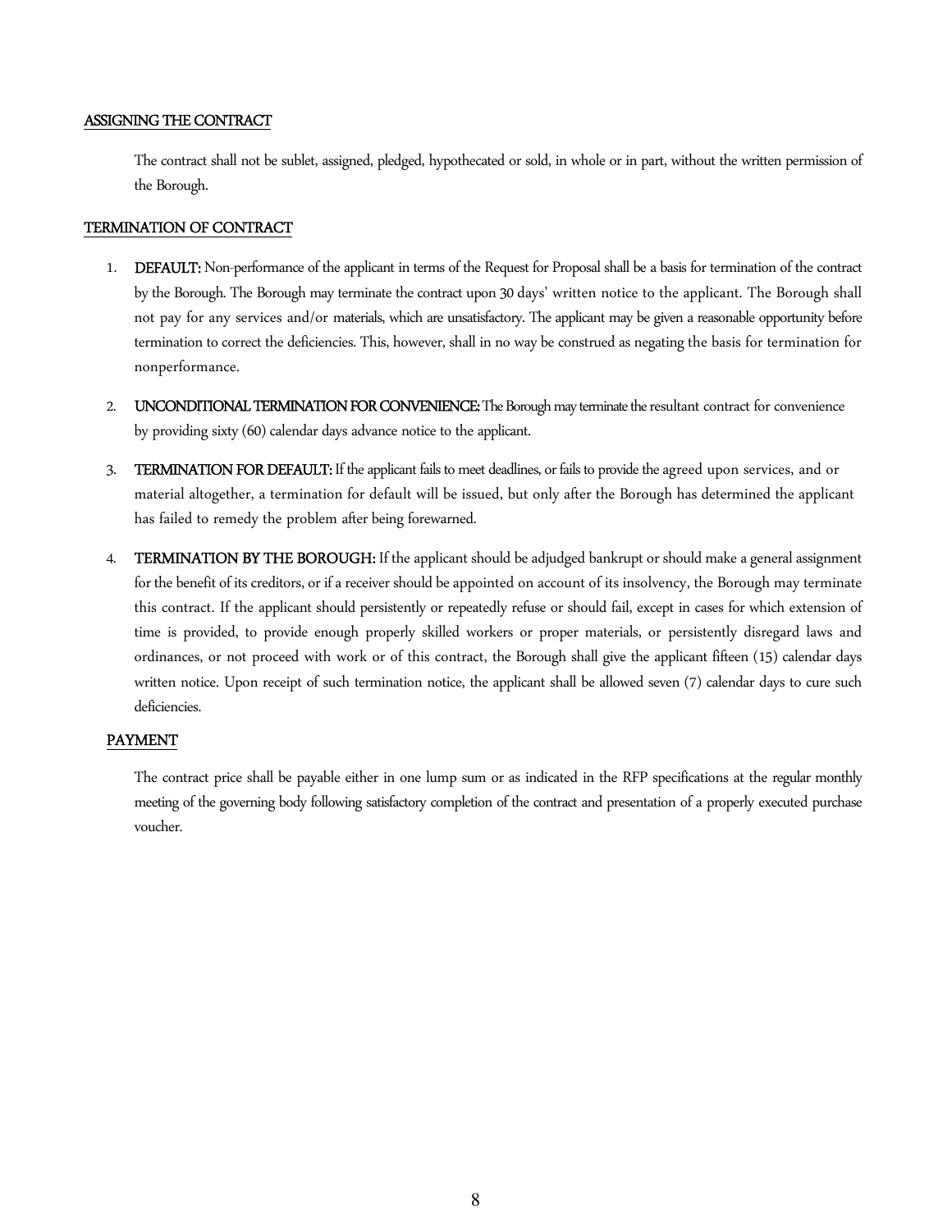## ASSIGNING THE CONTRACT

The contract shall not be sublet, assigned, pledged, hypothecated or sold, in whole or in part, without the written permission of the Borough.

## TERMINATION OF CONTRACT

1. **DEFAULT:** Non-performance of the applicant in terms of the Request for Proposal shall be a basis for termination of the contract by the Borough. The Borough may terminate the contract upon 30 days' written notice to the applicant. The Borough shall not pay for any services and/or materials, which are unsatisfactory. The applicant may be given a reasonable opportunity before termination to correct the deficiencies. This, however, shall in no way be construed as negating the basis for termination for nonperformance.

2. **UNCONDITIONAL TERMINATION FOR CONVENIENCE:** The Borough may terminate the resultant contract for convenience by providing sixty (60) calendar days advance notice to the applicant.

3. **TERMINATION FOR DEFAULT:** If the applicant fails to meet deadlines, or fails to provide the agreed upon services, and or material altogether, a termination for default will be issued, but only after the Borough has determined the applicant has failed to remedy the problem after being forewarned.

4. **TERMINATION BY THE BOROUGH:** If the applicant should be adjudged bankrupt or should make a general assignment for the benefit of its creditors, or if a receiver should be appointed on account of its insolvency, the Borough may terminate this contract. If the applicant should persistently or repeatedly refuse or should fail, except in cases for which extension of time is provided, to provide enough properly skilled workers or proper materials, or persistently disregard laws and ordinances, or not proceed with work or of this contract, the Borough shall give the applicant fifteen (15) calendar days written notice. Upon receipt of such termination notice, the applicant shall be allowed seven (7) calendar days to cure such deficiencies.

## PAYMENT

The contract price shall be payable either in one lump sum or as indicated in the RFP specifications at the regular monthly meeting of the governing body following satisfactory completion of the contract and presentation of a properly executed purchase voucher.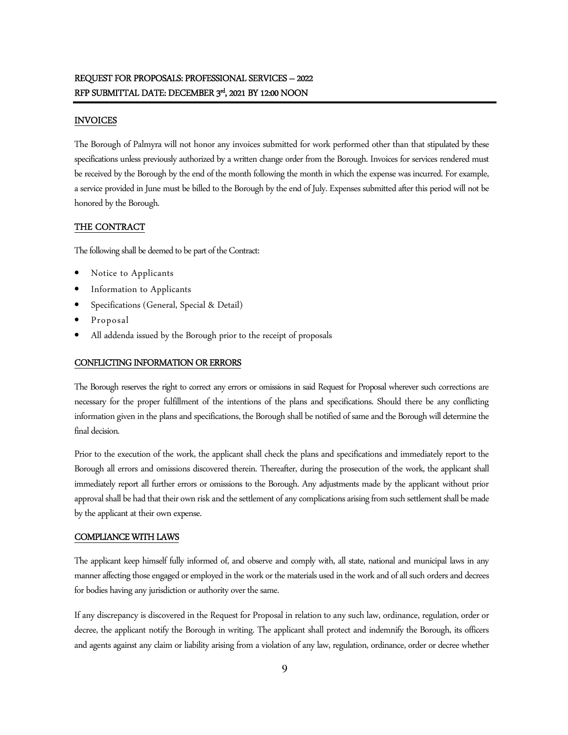## INVOICES

The Borough of Palmyra will not honor any invoices submitted for work performed other than that stipulated by these specifications unless previously authorized by a written change order from the Borough. Invoices for services rendered must be received by the Borough by the end of the month following the month in which the expense was incurred. For example, a service provided in June must be billed to the Borough by the end of July. Expenses submitted after this period will not be honored by the Borough.

## THE CONTRACT

The following shall be deemed to be part of the Contract:

- Notice to Applicants
- Information to Applicants
- Specifications (General, Special & Detail)
- Proposal
- All addenda issued by the Borough prior to the receipt of proposals

## CONFLICTING INFORMATION OR ERRORS

The Borough reserves the right to correct any errors or omissions in said Request for Proposal wherever such corrections are necessary for the proper fulfillment of the intentions of the plans and specifications. Should there be any conflicting information given in the plans and specifications, the Borough shall be notified of same and the Borough will determine the final decision.

Prior to the execution of the work, the applicant shall check the plans and specifications and immediately report to the Borough all errors and omissions discovered therein. Thereafter, during the prosecution of the work, the applicant shall immediately report all further errors or omissions to the Borough. Any adjustments made by the applicant without prior approval shall be had that their own risk and the settlement of any complications arising from such settlement shall be made by the applicant at their own expense.

## COMPLIANCE WITH LAWS

The applicant keep himself fully informed of, and observe and comply with, all state, national and municipal laws in any manner affecting those engaged or employed in the work or the materials used in the work and of all such orders and decrees for bodies having any jurisdiction or authority over the same.

If any discrepancy is discovered in the Request for Proposal in relation to any such law, ordinance, regulation, order or decree, the applicant notify the Borough in writing. The applicant shall protect and indemnify the Borough, its officers and agents against any claim or liability arising from a violation of any law, regulation, ordinance, order or decree whether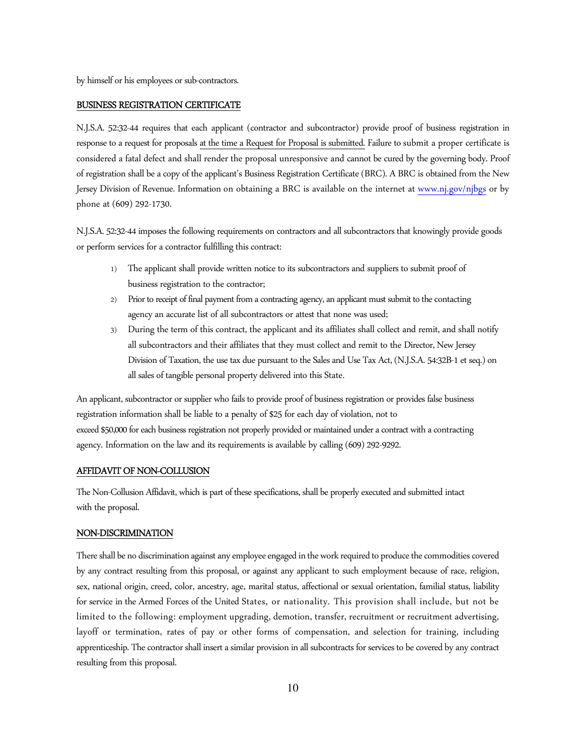by himself or his employees or sub-contractors.

## BUSINESS REGISTRATION CERTIFICATE

N.J.S.A. 52:32-44 requires that each applicant (contractor and subcontractor) provide proof of business registration in response to a request for proposals at the time a Request for Proposal is submitted. Failure to submit a proper certificate is considered a fatal defect and shall render the proposal unresponsive and cannot be cured by the governing body. Proof of registration shall be a copy of the applicant's Business Registration Certificate (BRC). A BRC is obtained from the New Jersey Division of Revenue. Information on obtaining a BRC is available on the internet at [www.nj.gov/njbgs](www.nj.gov/njbgs) or by phone at (609) 292-1730.

N.J.S.A. 52:32-44 imposes the following requirements on contractors and all subcontractors that knowingly provide goods or perform services for a contractor fulfilling this contract:

1) The applicant shall provide written notice to its subcontractors and suppliers to submit proof of business registration to the contractor;
2) Prior to receipt of final payment from a contracting agency, an applicant must submit to the contacting agency an accurate list of all subcontractors or attest that none was used;
3) During the term of this contract, the applicant and its affiliates shall collect and remit, and shall notify all subcontractors and their affiliates that they must collect and remit to the Director, New Jersey Division of Taxation, the use tax due pursuant to the Sales and Use Tax Act, (N.J.S.A. 54:32B-1 et seq.) on all sales of tangible personal property delivered into this State.

An applicant, subcontractor or supplier who fails to provide proof of business registration or provides false business registration information shall be liable to a penalty of $25 for each day of violation, not to exceed $50,000 for each business registration not properly provided or maintained under a contract with a contracting agency. Information on the law and its requirements is available by calling (609) 292-9292.

## AFFIDAVIT OF NON-COLLUSION

The Non-Collusion Affidavit, which is part of these specifications, shall be properly executed and submitted intact with the proposal.

## NON-DISCRIMINATION

There shall be no discrimination against any employee engaged in the work required to produce the commodities covered by any contract resulting from this proposal, or against any applicant to such employment because of race, religion, sex, national origin, creed, color, ancestry, age, marital status, affectional or sexual orientation, familial status, liability for service in the Armed Forces of the United States, or nationality. This provision shall include, but not be limited to the following: employment upgrading, demotion, transfer, recruitment or recruitment advertising, layoff or termination, rates of pay or other forms of compensation, and selection for training, including apprenticeship. The contractor shall insert a similar provision in all subcontracts for services to be covered by any contract resulting from this proposal.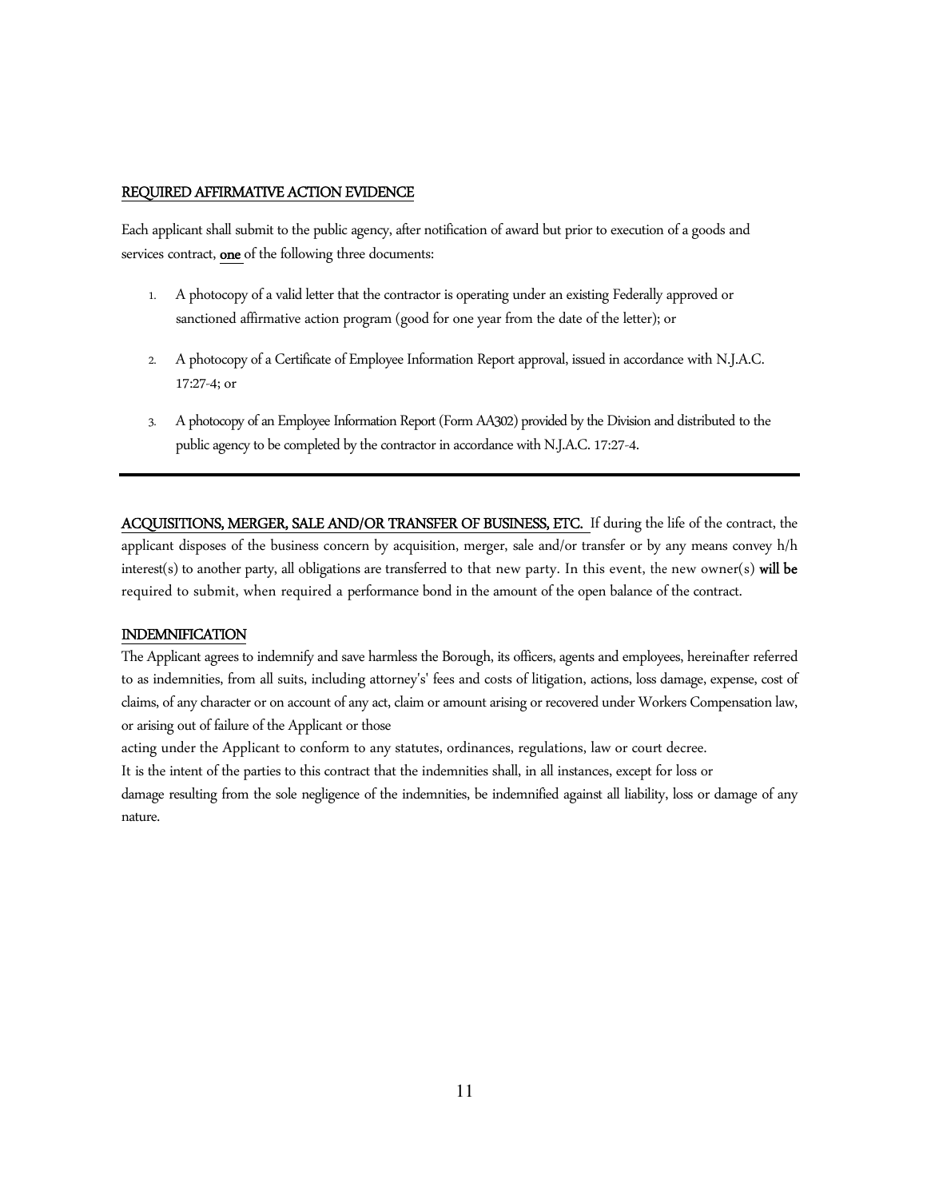REQUIRED AFFIRMATIVE ACTION EVIDENCE

Each applicant shall submit to the public agency, after notification of award but prior to execution of a goods and services contract, **one** of the following three documents:

1. A photocopy of a valid letter that the contractor is operating under an existing Federally approved or sanctioned affirmative action program (good for one year from the date of the letter); or
2. A photocopy of a Certificate of Employee Information Report approval, issued in accordance with N.J.A.C. 17:27-4; or
3. A photocopy of an Employee Information Report (Form AA302) provided by the Division and distributed to the public agency to be completed by the contractor in accordance with N.J.A.C. 17:27-4.

---

ACQUISITIONS, MERGER, SALE AND/OR TRANSFER OF BUSINESS, ETC. If during the life of the contract, the applicant disposes of the business concern by acquisition, merger, sale and/or transfer or by any means convey h/h interest(s) to another party, all obligations are transferred to that new party. In this event, the new owner(s) **will be** required to submit, when required a performance bond in the amount of the open balance of the contract.

INDEMNIFICATION

The Applicant agrees to indemnify and save harmless the Borough, its officers, agents and employees, hereinafter referred to as indemnities, from all suits, including attorney's' fees and costs of litigation, actions, loss damage, expense, cost of claims, of any character or on account of any act, claim or amount arising or recovered under Workers Compensation law, or arising out of failure of the Applicant or those acting under the Applicant to conform to any statutes, ordinances, regulations, law or court decree.

It is the intent of the parties to this contract that the indemnities shall, in all instances, except for loss or damage resulting from the sole negligence of the indemnities, be indemnified against all liability, loss or damage of any nature.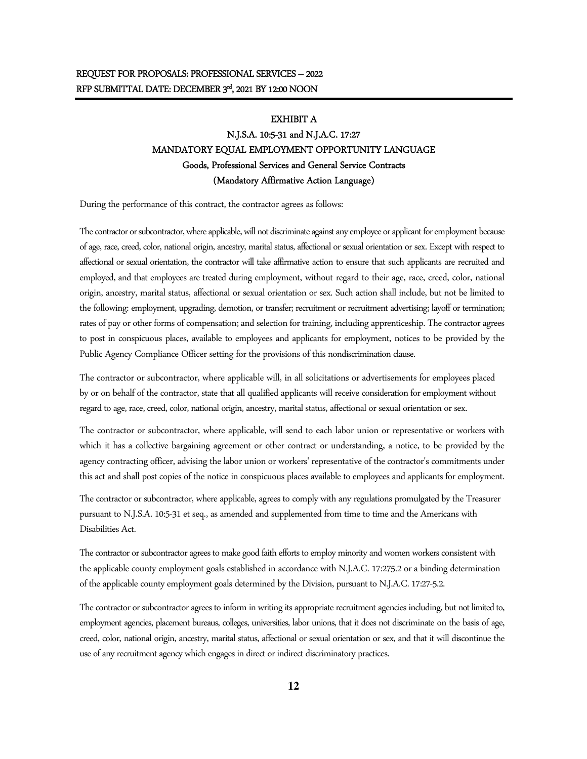# EXHIBIT A

## N.J.S.A. 10:5-31 and N.J.A.C. 17:27

## MANDATORY EQUAL EMPLOYMENT OPPORTUNITY LANGUAGE

### Goods, Professional Services and General Service Contracts

### (Mandatory Affirmative Action Language)

During the performance of this contract, the contractor agrees as follows:

The contractor or subcontractor, where applicable, will not discriminate against any employee or applicant for employment because of age, race, creed, color, national origin, ancestry, marital status, affectional or sexual orientation or sex. Except with respect to affectional or sexual orientation, the contractor will take affirmative action to ensure that such applicants are recruited and employed, and that employees are treated during employment, without regard to their age, race, creed, color, national origin, ancestry, marital status, affectional or sexual orientation or sex. Such action shall include, but not be limited to the following: employment, upgrading, demotion, or transfer; recruitment or recruitment advertising; layoff or termination; rates of pay or other forms of compensation; and selection for training, including apprenticeship. The contractor agrees to post in conspicuous places, available to employees and applicants for employment, notices to be provided by the Public Agency Compliance Officer setting for the provisions of this nondiscrimination clause.

The contractor or subcontractor, where applicable will, in all solicitations or advertisements for employees placed by or on behalf of the contractor, state that all qualified applicants will receive consideration for employment without regard to age, race, creed, color, national origin, ancestry, marital status, affectional or sexual orientation or sex.

The contractor or subcontractor, where applicable, will send to each labor union or representative or workers with which it has a collective bargaining agreement or other contract or understanding, a notice, to be provided by the agency contracting officer, advising the labor union or workers' representative of the contractor's commitments under this act and shall post copies of the notice in conspicuous places available to employees and applicants for employment.

The contractor or subcontractor, where applicable, agrees to comply with any regulations promulgated by the Treasurer pursuant to N.J.S.A. 10:5-31 et seq., as amended and supplemented from time to time and the Americans with Disabilities Act.

The contractor or subcontractor agrees to make good faith efforts to employ minority and women workers consistent with the applicable county employment goals established in accordance with N.J.A.C. 17:275.2 or a binding determination of the applicable county employment goals determined by the Division, pursuant to N.J.A.C. 17:27-5.2.

The contractor or subcontractor agrees to inform in writing its appropriate recruitment agencies including, but not limited to, employment agencies, placement bureaus, colleges, universities, labor unions, that it does not discriminate on the basis of age, creed, color, national origin, ancestry, marital status, affectional or sexual orientation or sex, and that it will discontinue the use of any recruitment agency which engages in direct or indirect discriminatory practices.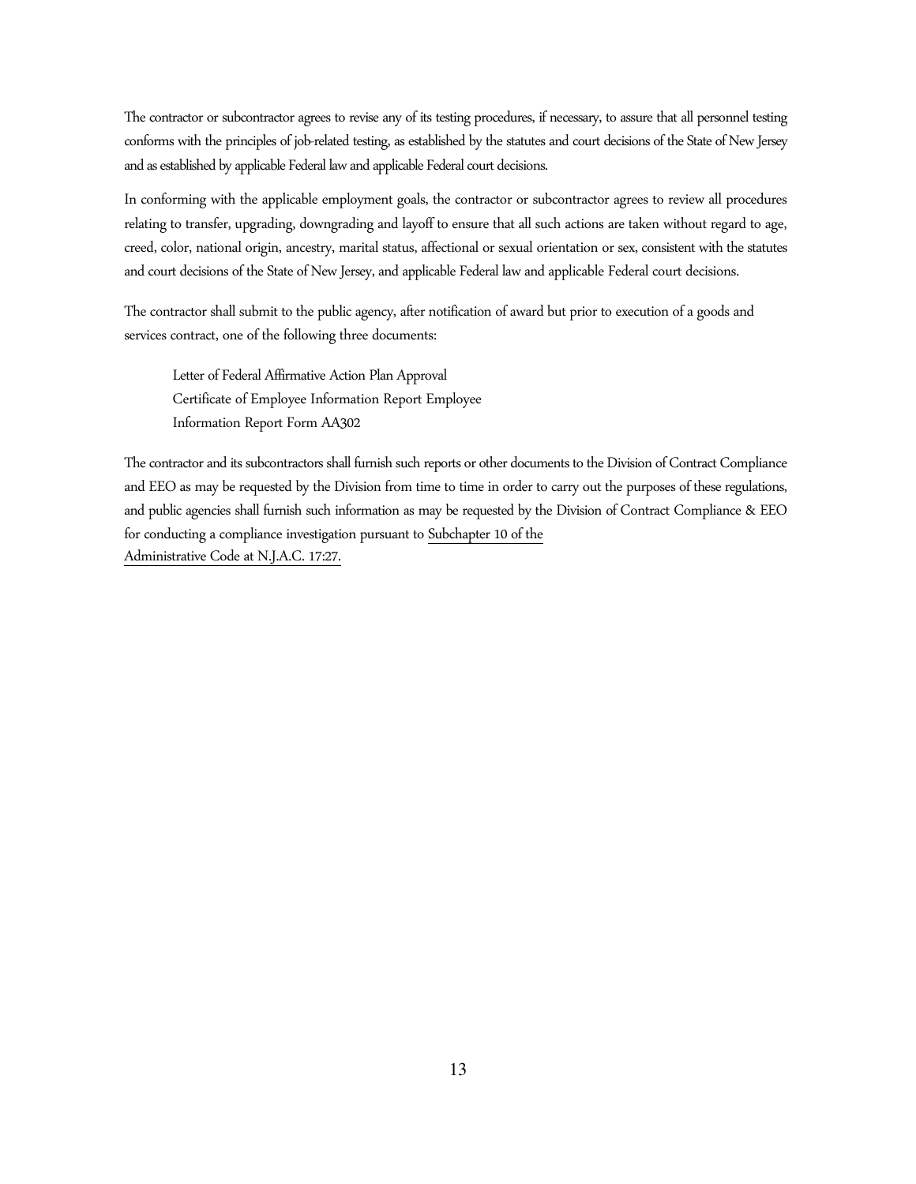The contractor or subcontractor agrees to revise any of its testing procedures, if necessary, to assure that all personnel testing conforms with the principles of job-related testing, as established by the statutes and court decisions of the State of New Jersey and as established by applicable Federal law and applicable Federal court decisions.

In conforming with the applicable employment goals, the contractor or subcontractor agrees to review all procedures relating to transfer, upgrading, downgrading and layoff to ensure that all such actions are taken without regard to age, creed, color, national origin, ancestry, marital status, affectional or sexual orientation or sex, consistent with the statutes and court decisions of the State of New Jersey, and applicable Federal law and applicable Federal court decisions.

The contractor shall submit to the public agency, after notification of award but prior to execution of a goods and services contract, one of the following three documents:

Letter of Federal Affirmative Action Plan Approval
Certificate of Employee Information Report Employee
Information Report Form AA302

The contractor and its subcontractors shall furnish such reports or other documents to the Division of Contract Compliance and EEO as may be requested by the Division from time to time in order to carry out the purposes of these regulations, and public agencies shall furnish such information as may be requested by the Division of Contract Compliance & EEO for conducting a compliance investigation pursuant to Subchapter 10 of the Administrative Code at N.J.A.C. 17:27.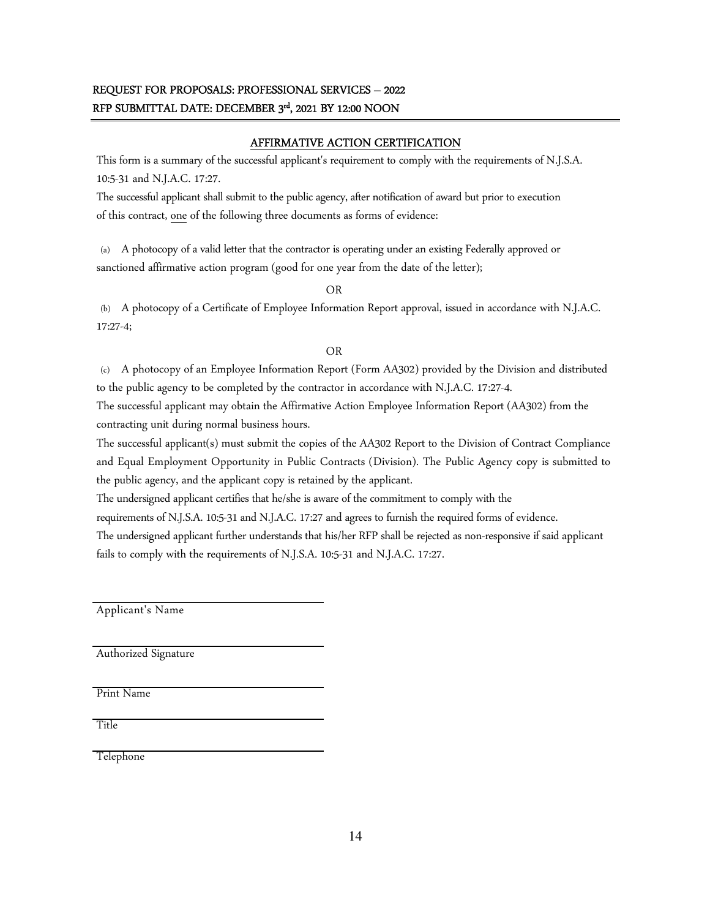REQUEST FOR PROPOSALS: PROFESSIONAL SERVICES – 2022
RFP SUBMITTAL DATE: DECEMBER 3rd, 2021 BY 12:00 NOON

## AFFIRMATIVE ACTION CERTIFICATION

This form is a summary of the successful applicant's requirement to comply with the requirements of N.J.S.A. 10:5-31 and N.J.A.C. 17:27.

The successful applicant shall submit to the public agency, after notification of award but prior to execution of this contract, one of the following three documents as forms of evidence:

(a) A photocopy of a valid letter that the contractor is operating under an existing Federally approved or sanctioned affirmative action program (good for one year from the date of the letter);

OR

(b) A photocopy of a Certificate of Employee Information Report approval, issued in accordance with N.J.A.C. 17:27-4;

OR

(c) A photocopy of an Employee Information Report (Form AA302) provided by the Division and distributed to the public agency to be completed by the contractor in accordance with N.J.A.C. 17:27-4.

The successful applicant may obtain the Affirmative Action Employee Information Report (AA302) from the contracting unit during normal business hours.

The successful applicant(s) must submit the copies of the AA302 Report to the Division of Contract Compliance and Equal Employment Opportunity in Public Contracts (Division). The Public Agency copy is submitted to the public agency, and the applicant copy is retained by the applicant.

The undersigned applicant certifies that he/she is aware of the commitment to comply with the requirements of N.J.S.A. 10:5-31 and N.J.A.C. 17:27 and agrees to furnish the required forms of evidence.

The undersigned applicant further understands that his/her RFP shall be rejected as non-responsive if said applicant fails to comply with the requirements of N.J.S.A. 10:5-31 and N.J.A.C. 17:27.

\_\_\_\_\_\_\_\_\_\_\_\_\_\_\_\_\_\_\_\_\_\_\_\_\_\_\_\_\_\_\_\_\_\_\_\_
Applicant's Name

\_\_\_\_\_\_\_\_\_\_\_\_\_\_\_\_\_\_\_\_\_\_\_\_\_\_\_\_\_\_\_\_\_\_\_\_
Authorized Signature

\_\_\_\_\_\_\_\_\_\_\_\_\_\_\_\_\_\_\_\_\_\_\_\_\_\_\_\_\_\_\_\_\_\_\_\_
Print Name

\_\_\_\_\_\_\_\_\_\_\_\_\_\_\_\_\_\_\_\_\_\_\_\_\_\_\_\_\_\_\_\_\_\_\_\_
Title

\_\_\_\_\_\_\_\_\_\_\_\_\_\_\_\_\_\_\_\_\_\_\_\_\_\_\_\_\_\_\_\_\_\_\_\_
Telephone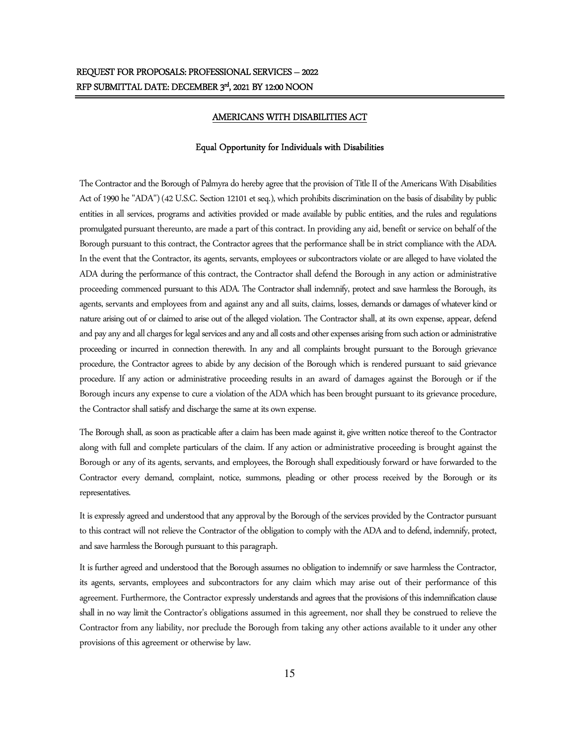## AMERICANS WITH DISABILITIES ACT

### Equal Opportunity for Individuals with Disabilities

The Contractor and the Borough of Palmyra do hereby agree that the provision of Title II of the Americans With Disabilities Act of 1990 he "ADA") (42 U.S.C. Section 12101 et seq.), which prohibits discrimination on the basis of disability by public entities in all services, programs and activities provided or made available by public entities, and the rules and regulations promulgated pursuant thereunto, are made a part of this contract. In providing any aid, benefit or service on behalf of the Borough pursuant to this contract, the Contractor agrees that the performance shall be in strict compliance with the ADA. In the event that the Contractor, its agents, servants, employees or subcontractors violate or are alleged to have violated the ADA during the performance of this contract, the Contractor shall defend the Borough in any action or administrative proceeding commenced pursuant to this ADA. The Contractor shall indemnify, protect and save harmless the Borough, its agents, servants and employees from and against any and all suits, claims, losses, demands or damages of whatever kind or nature arising out of or claimed to arise out of the alleged violation. The Contractor shall, at its own expense, appear, defend and pay any and all charges for legal services and any and all costs and other expenses arising from such action or administrative proceeding or incurred in connection therewith. In any and all complaints brought pursuant to the Borough grievance procedure, the Contractor agrees to abide by any decision of the Borough which is rendered pursuant to said grievance procedure. If any action or administrative proceeding results in an award of damages against the Borough or if the Borough incurs any expense to cure a violation of the ADA which has been brought pursuant to its grievance procedure, the Contractor shall satisfy and discharge the same at its own expense.

The Borough shall, as soon as practicable after a claim has been made against it, give written notice thereof to the Contractor along with full and complete particulars of the claim. If any action or administrative proceeding is brought against the Borough or any of its agents, servants, and employees, the Borough shall expeditiously forward or have forwarded to the Contractor every demand, complaint, notice, summons, pleading or other process received by the Borough or its representatives.

It is expressly agreed and understood that any approval by the Borough of the services provided by the Contractor pursuant to this contract will not relieve the Contractor of the obligation to comply with the ADA and to defend, indemnify, protect, and save harmless the Borough pursuant to this paragraph.

It is further agreed and understood that the Borough assumes no obligation to indemnify or save harmless the Contractor, its agents, servants, employees and subcontractors for any claim which may arise out of their performance of this agreement. Furthermore, the Contractor expressly understands and agrees that the provisions of this indemnification clause shall in no way limit the Contractor's obligations assumed in this agreement, nor shall they be construed to relieve the Contractor from any liability, nor preclude the Borough from taking any other actions available to it under any other provisions of this agreement or otherwise by law.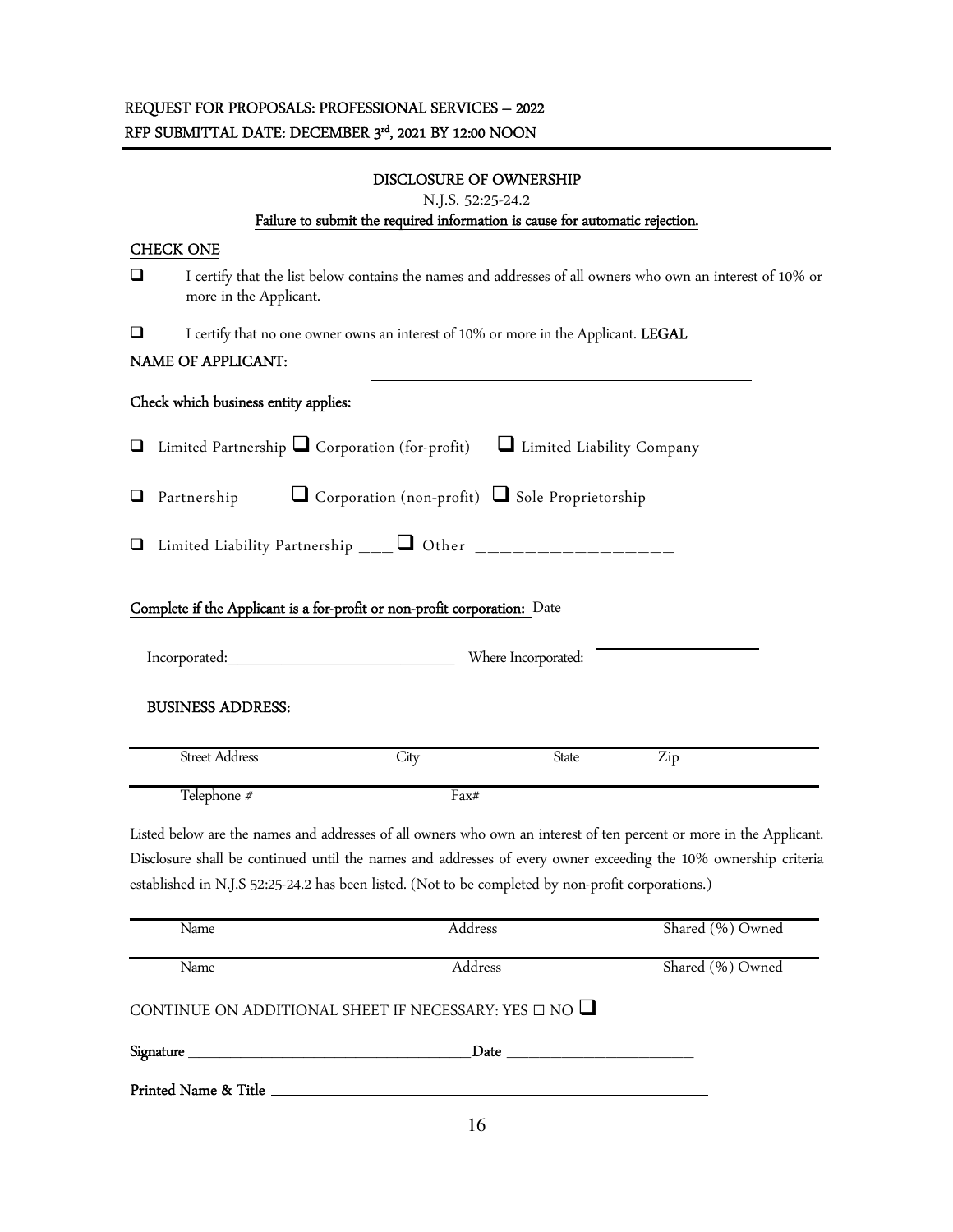REQUEST FOR PROPOSALS: PROFESSIONAL SERVICES – 2022
RFP SUBMITTAL DATE: DECEMBER 3rd, 2021 BY 12:00 NOON

## DISCLOSURE OF OWNERSHIP

N.J.S. 52:25-24.2

**Failure to submit the required information is cause for automatic rejection.**

CHECK ONE

☐ I certify that the list below contains the names and addresses of all owners who own an interest of 10% or more in the Applicant.

☐ I certify that no one owner owns an interest of 10% or more in the Applicant. LEGAL

NAME OF APPLICANT: ______________________________

Check which business entity applies:

☐ Limited Partnership ☐ Corporation (for-profit) ☐ Limited Liability Company

☐ Partnership ☐ Corporation (non-profit) ☐ Sole Proprietorship

☐ Limited Liability Partnership ____ ☐ Other ________________

Complete if the Applicant is a for-profit or non-profit corporation: Date

Incorporated:______________________________ Where Incorporated: ____________________

BUSINESS ADDRESS:

| Street Address | City | State | Zip |
|---|---|---|---|
| Telephone # | Fax# | | |

Listed below are the names and addresses of all owners who own an interest of ten percent or more in the Applicant. Disclosure shall be continued until the names and addresses of every owner exceeding the 10% ownership criteria established in N.J.S 52:25-24.2 has been listed. (Not to be completed by non-profit corporations.)

| Name | Address | Shared (%) Owned |
|---|---|---|
| Name | Address | Shared (%) Owned |

CONTINUE ON ADDITIONAL SHEET IF NECESSARY: YES ☐ NO ☐

Signature ______________________________ Date ____________________

Printed Name & Title ________________________________________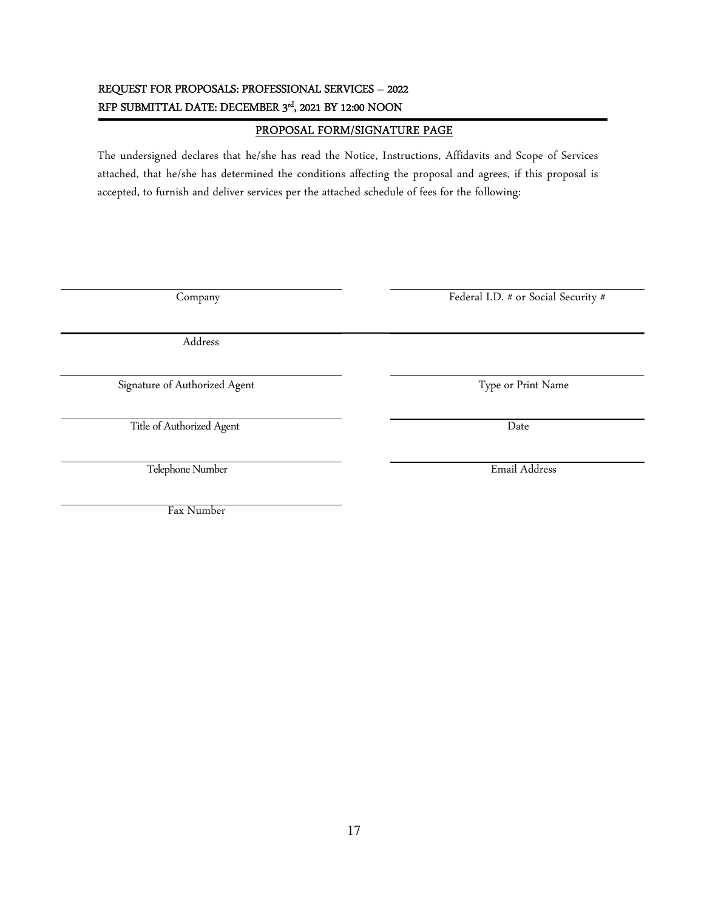REQUEST FOR PROPOSALS: PROFESSIONAL SERVICES – 2022

RFP SUBMITTAL DATE: DECEMBER 3rd, 2021 BY 12:00 NOON

## PROPOSAL FORM/SIGNATURE PAGE

The undersigned declares that he/she has read the Notice, Instructions, Affidavits and Scope of Services attached, that he/she has determined the conditions affecting the proposal and agrees, if this proposal is accepted, to furnish and deliver services per the attached schedule of fees for the following:

| | |
|---|---|
| ______________________________ Company | ______________________________ Federal I.D. # or Social Security # |
| ______________________________ Address | ______________________________ |
| ______________________________ Signature of Authorized Agent | ______________________________ Type or Print Name |
| ______________________________ Title of Authorized Agent | ______________________________ Date |
| ______________________________ Telephone Number | ______________________________ Email Address |
| ______________________________ Fax Number | |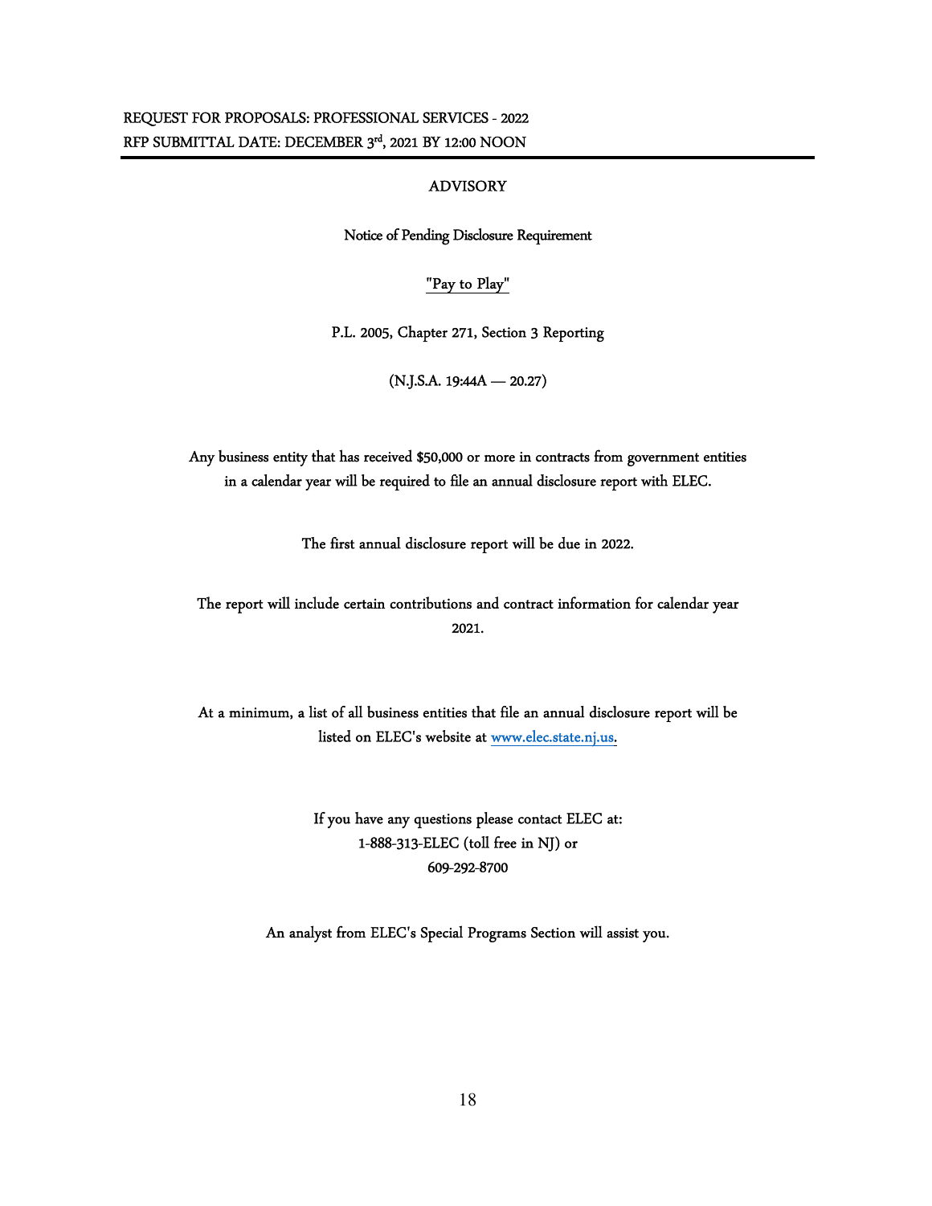REQUEST FOR PROPOSALS: PROFESSIONAL SERVICES - 2022
RFP SUBMITTAL DATE: DECEMBER 3rd, 2021 BY 12:00 NOON

## ADVISORY

### Notice of Pending Disclosure Requirement

### "Pay to Play"

P.L. 2005, Chapter 271, Section 3 Reporting

(N.J.S.A. 19:44A — 20.27)

Any business entity that has received $50,000 or more in contracts from government entities in a calendar year will be required to file an annual disclosure report with ELEC.

The first annual disclosure report will be due in 2022.

The report will include certain contributions and contract information for calendar year 2021.

At a minimum, a list of all business entities that file an annual disclosure report will be listed on ELEC's website at www.elec.state.nj.us.

If you have any questions please contact ELEC at:
1-888-313-ELEC (toll free in NJ) or
609-292-8700

An analyst from ELEC's Special Programs Section will assist you.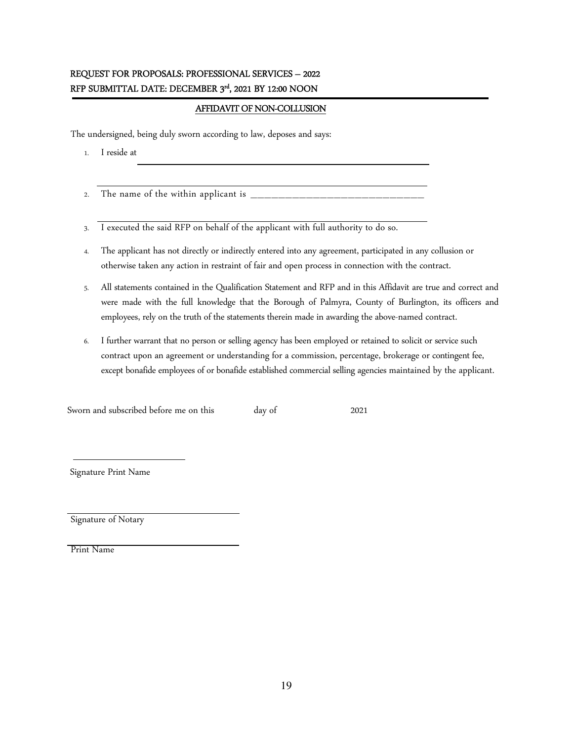REQUEST FOR PROPOSALS: PROFESSIONAL SERVICES – 2022
RFP SUBMITTAL DATE: DECEMBER 3rd, 2021 BY 12:00 NOON

## AFFIDAVIT OF NON-COLLUSION

The undersigned, being duly sworn according to law, deposes and says:

1. I reside at ______________________________________________

   ______________________________________________

2. The name of the within applicant is ________________________________

   ______________________________________________

3. I executed the said RFP on behalf of the applicant with full authority to do so.

4. The applicant has not directly or indirectly entered into any agreement, participated in any collusion or otherwise taken any action in restraint of fair and open process in connection with the contract.

5. All statements contained in the Qualification Statement and RFP and in this Affidavit are true and correct and were made with the full knowledge that the Borough of Palmyra, County of Burlington, its officers and employees, rely on the truth of the statements therein made in awarding the above-named contract.

6. I further warrant that no person or selling agency has been employed or retained to solicit or service such contract upon an agreement or understanding for a commission, percentage, brokerage or contingent fee, except bonafide employees of or bonafide established commercial selling agencies maintained by the applicant.

Sworn and subscribed before me on this ______ day of ____________ 2021

______________________

Signature Print Name

______________________

Signature of Notary

______________________

Print Name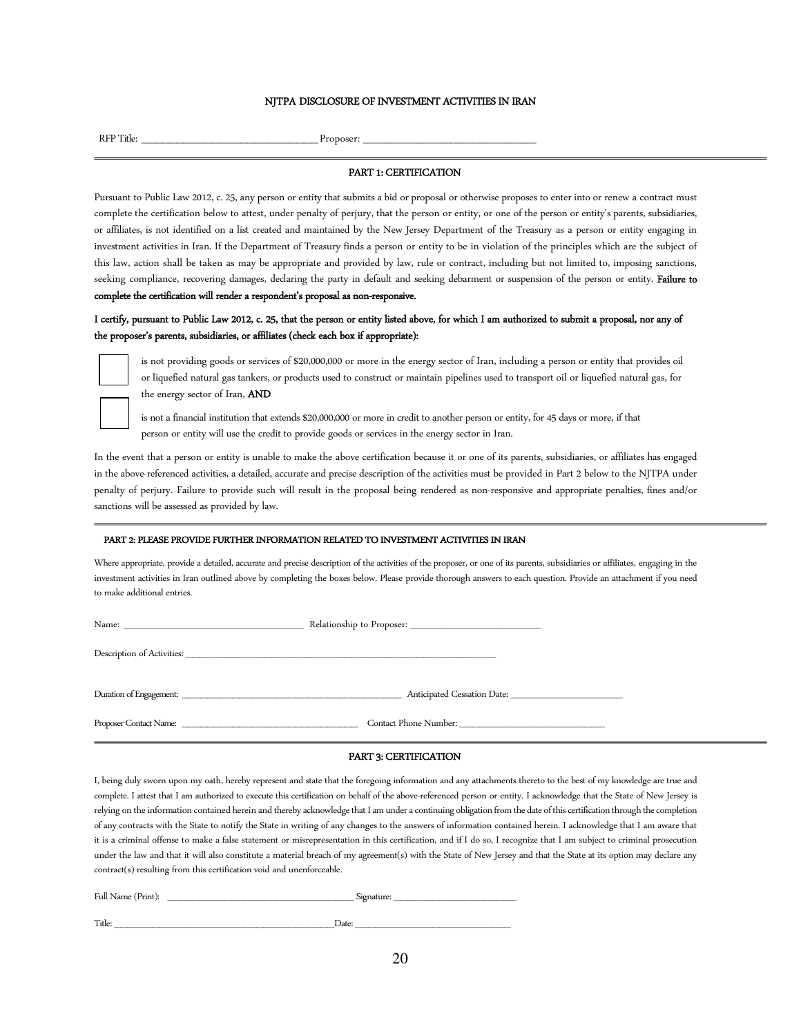## NJTPA DISCLOSURE OF INVESTMENT ACTIVITIES IN IRAN

RFP Title: ______________________________ Proposer: ______________________________

### PART 1: CERTIFICATION

Pursuant to Public Law 2012, c. 25, any person or entity that submits a bid or proposal or otherwise proposes to enter into or renew a contract must complete the certification below to attest, under penalty of perjury, that the person or entity, or one of the person or entity's parents, subsidiaries, or affiliates, is not identified on a list created and maintained by the New Jersey Department of the Treasury as a person or entity engaging in investment activities in Iran. If the Department of Treasury finds a person or entity to be in violation of the principles which are the subject of this law, action shall be taken as may be appropriate and provided by law, rule or contract, including but not limited to, imposing sanctions, seeking compliance, recovering damages, declaring the party in default and seeking debarment or suspension of the person or entity. **Failure to complete the certification will render a respondent's proposal as non-responsive.**

**I certify, pursuant to Public Law 2012, c. 25, that the person or entity listed above, for which I am authorized to submit a proposal, nor any of the proposer's parents, subsidiaries, or affiliates (check each box if appropriate):**

☐ is not providing goods or services of $20,000,000 or more in the energy sector of Iran, including a person or entity that provides oil or liquefied natural gas tankers, or products used to construct or maintain pipelines used to transport oil or liquefied natural gas, for the energy sector of Iran, **AND**

☐ is not a financial institution that extends $20,000,000 or more in credit to another person or entity, for 45 days or more, if that person or entity will use the credit to provide goods or services in the energy sector in Iran.

In the event that a person or entity is unable to make the above certification because it or one of its parents, subsidiaries, or affiliates has engaged in the above-referenced activities, a detailed, accurate and precise description of the activities must be provided in Part 2 below to the NJTPA under penalty of perjury. Failure to provide such will result in the proposal being rendered as non-responsive and appropriate penalties, fines and/or sanctions will be assessed as provided by law.

### PART 2: PLEASE PROVIDE FURTHER INFORMATION RELATED TO INVESTMENT ACTIVITIES IN IRAN

Where appropriate, provide a detailed, accurate and precise description of the activities of the proposer, or one of its parents, subsidiaries or affiliates, engaging in the investment activities in Iran outlined above by completing the boxes below. Please provide thorough answers to each question. Provide an attachment if you need to make additional entries.

Name: ______________________________ Relationship to Proposer: ______________________________

Description of Activities: ______________________________

Duration of Engagement: ______________________________ Anticipated Cessation Date: ______________________________

Proposer Contact Name: ______________________________ Contact Phone Number: ______________________________

### PART 3: CERTIFICATION

I, being duly sworn upon my oath, hereby represent and state that the foregoing information and any attachments thereto to the best of my knowledge are true and complete. I attest that I am authorized to execute this certification on behalf of the above-referenced person or entity. I acknowledge that the State of New Jersey is relying on the information contained herein and thereby acknowledge that I am under a continuing obligation from the date of this certification through the completion of any contracts with the State to notify the State in writing of any changes to the answers of information contained herein. I acknowledge that I am aware that it is a criminal offense to make a false statement or misrepresentation in this certification, and if I do so, I recognize that I am subject to criminal prosecution under the law and that it will also constitute a material breach of my agreement(s) with the State of New Jersey and that the State at its option may declare any contract(s) resulting from this certification void and unenforceable.

Full Name (Print): ______________________________ Signature: ______________________________

Title: ______________________________ Date: ______________________________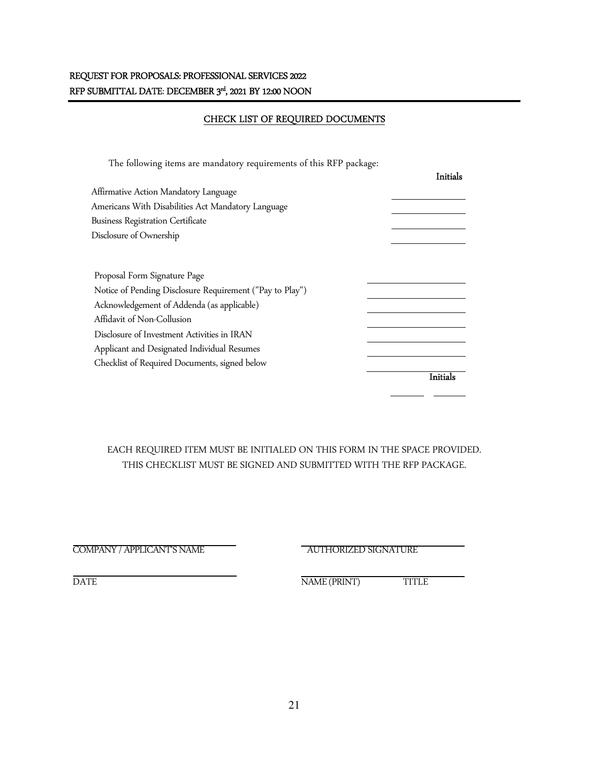REQUEST FOR PROPOSALS: PROFESSIONAL SERVICES 2022

RFP SUBMITTAL DATE: DECEMBER 3rd, 2021 BY 12:00 NOON

## CHECK LIST OF REQUIRED DOCUMENTS

The following items are mandatory requirements of this RFP package:

| | Initials |
|---|---|
| Affirmative Action Mandatory Language | ______ |
| Americans With Disabilities Act Mandatory Language | ______ |
| Business Registration Certificate | ______ |
| Disclosure of Ownership | ______ |
| | |
| Proposal Form Signature Page | ______ |
| Notice of Pending Disclosure Requirement ("Pay to Play") | ______ |
| Acknowledgement of Addenda (as applicable) | ______ |
| Affidavit of Non-Collusion | ______ |
| Disclosure of Investment Activities in IRAN | ______ |
| Applicant and Designated Individual Resumes | ______ |
| Checklist of Required Documents, signed below | ______ |
| | Initials |
| | ______ ______ |

EACH REQUIRED ITEM MUST BE INITIALED ON THIS FORM IN THE SPACE PROVIDED.
THIS CHECKLIST MUST BE SIGNED AND SUBMITTED WITH THE RFP PACKAGE.

______________________________ COMPANY / APPLICANT'S NAME

______________________________ AUTHORIZED SIGNATURE

______________________________ DATE

______________________________ NAME (PRINT) TITLE